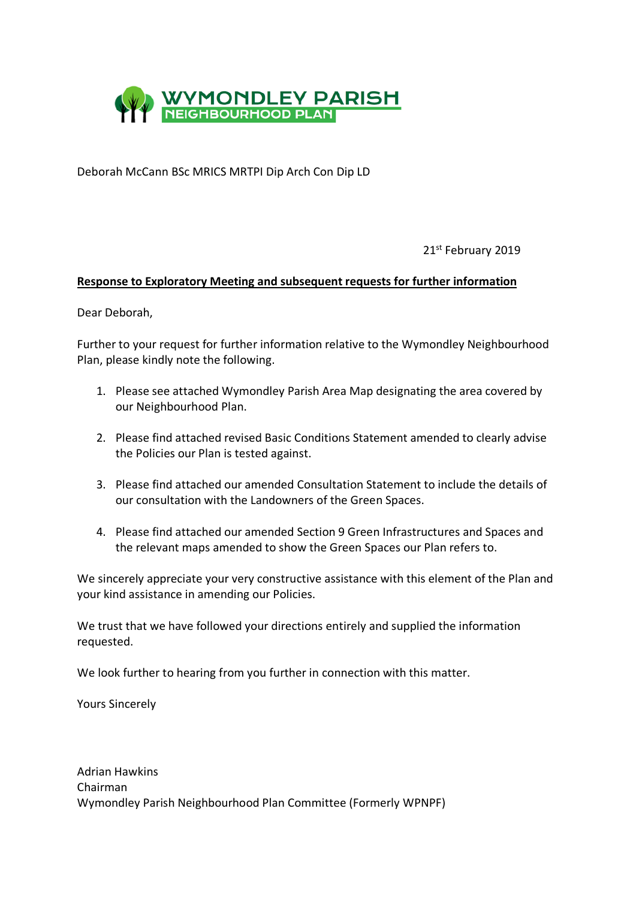WYMONDLEY PARISH
NEIGHBOURHOOD PLAN

Deborah McCann BSc MRICS MRTPI Dip Arch Con Dip LD

21st February 2019

**Response to Exploratory Meeting and subsequent requests for further information**

Dear Deborah,

Further to your request for further information relative to the Wymondley Neighbourhood Plan, please kindly note the following.

1. Please see attached Wymondley Parish Area Map designating the area covered by our Neighbourhood Plan.
2. Please find attached revised Basic Conditions Statement amended to clearly advise the Policies our Plan is tested against.
3. Please find attached our amended Consultation Statement to include the details of our consultation with the Landowners of the Green Spaces.
4. Please find attached our amended Section 9 Green Infrastructures and Spaces and the relevant maps amended to show the Green Spaces our Plan refers to.

We sincerely appreciate your very constructive assistance with this element of the Plan and your kind assistance in amending our Policies.

We trust that we have followed your directions entirely and supplied the information requested.

We look further to hearing from you further in connection with this matter.

Yours Sincerely

Adrian Hawkins
Chairman
Wymondley Parish Neighbourhood Plan Committee (Formerly WPNPF)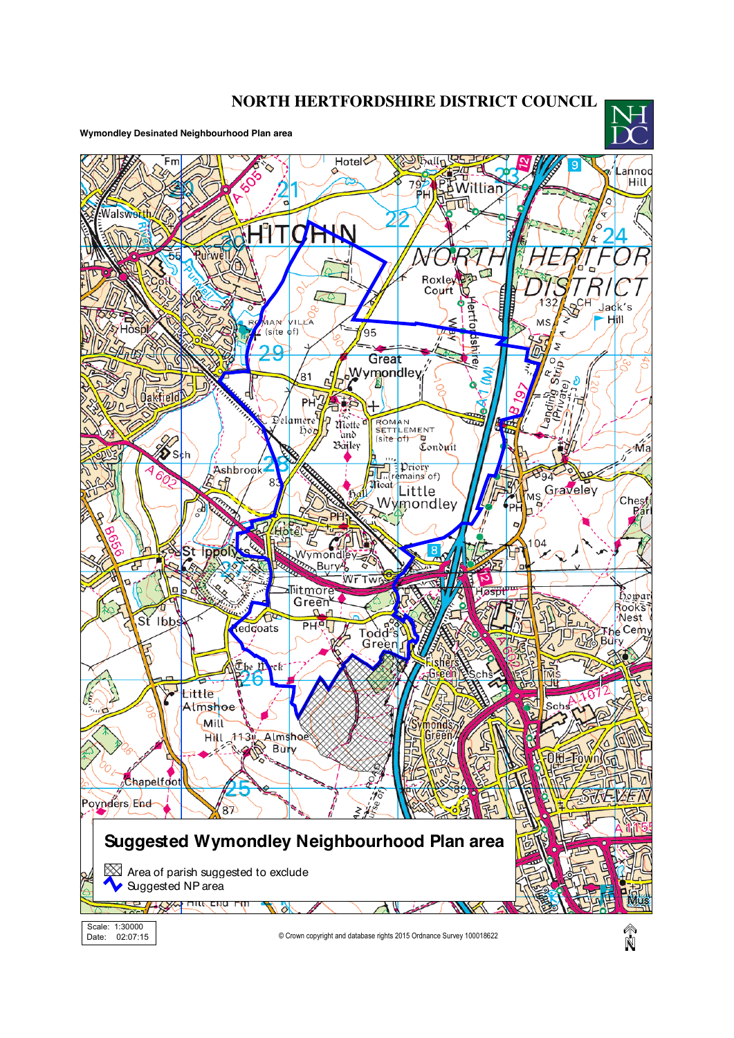# NORTH HERTFORDSHIRE DISTRICT COUNCIL

**Wymondley Desinated Neighbourhood Plan area**

## Suggested Wymondley Neighbourhood Plan area

Area of parish suggested to exclude

Suggested NP area

Scale: 1:30000
Date: 02:07:15

© Crown copyright and database rights 2015 Ordnance Survey 100018622